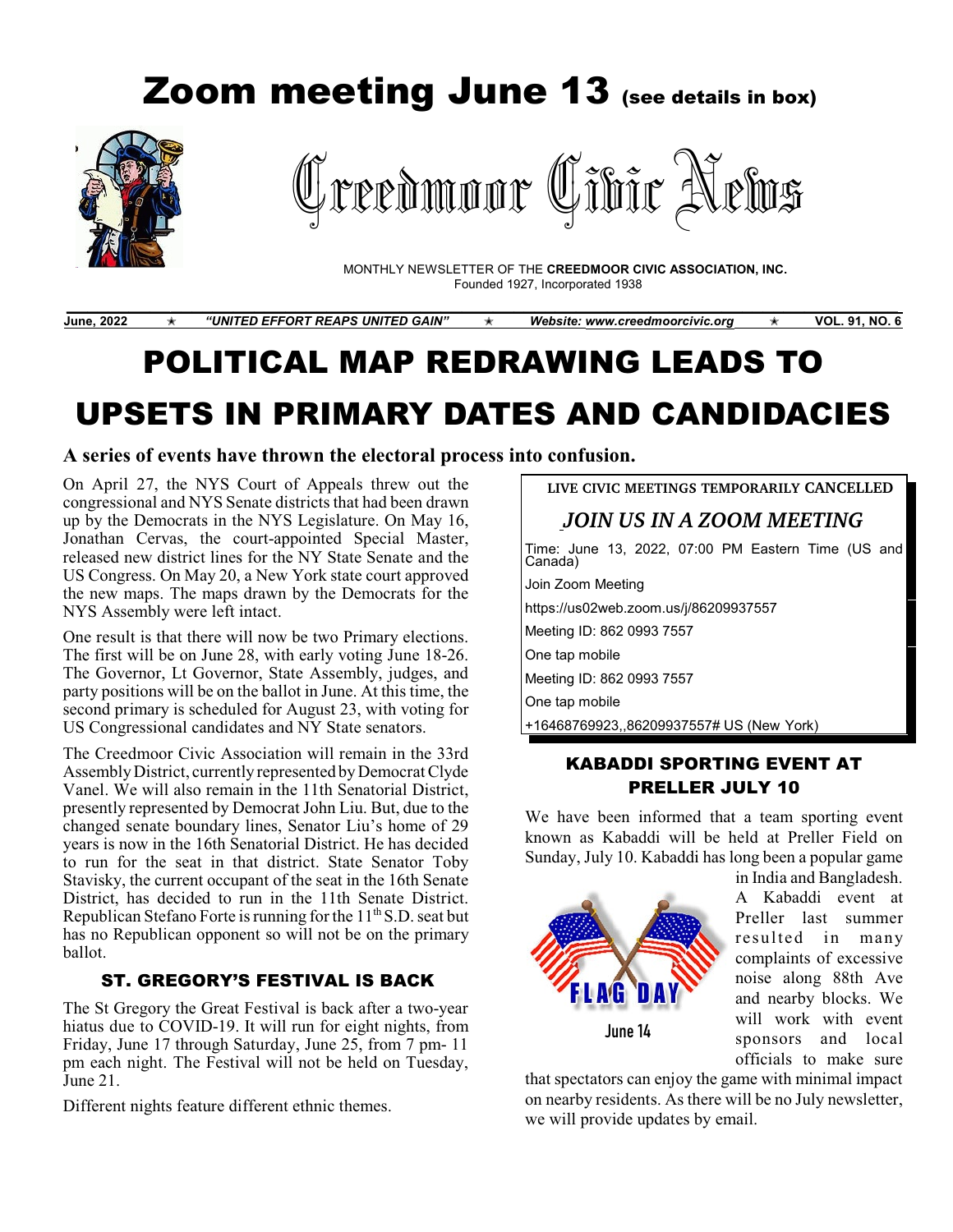# Zoom meeting June 13 (see details in box)

# Creedmoor Civic News

MONTHLY NEWSLETTER OF THE **CREEDMOOR CIVIC ASSOCIATION, INC.**
Founded 1927, Incorporated 1938

**June, 2022** ★ ***"UNITED EFFORT REAPS UNITED GAIN"*** ★ ***Website: www.creedmoorcivic.org*** ★ **VOL. 91, NO. 6**

# POLITICAL MAP REDRAWING LEADS TO UPSETS IN PRIMARY DATES AND CANDIDACIES

### A series of events have thrown the electoral process into confusion.

On April 27, the NYS Court of Appeals threw out the congressional and NYS Senate districts that had been drawn up by the Democrats in the NYS Legislature. On May 16, Jonathan Cervas, the court-appointed Special Master, released new district lines for the NY State Senate and the US Congress. On May 20, a New York state court approved the new maps. The maps drawn by the Democrats for the NYS Assembly were left intact.

One result is that there will now be two Primary elections. The first will be on June 28, with early voting June 18-26. The Governor, Lt Governor, State Assembly, judges, and party positions will be on the ballot in June. At this time, the second primary is scheduled for August 23, with voting for US Congressional candidates and NY State senators.

The Creedmoor Civic Association will remain in the 33rd Assembly District, currently represented by Democrat Clyde Vanel. We will also remain in the 11th Senatorial District, presently represented by Democrat John Liu. But, due to the changed senate boundary lines, Senator Liu's home of 29 years is now in the 16th Senatorial District. He has decided to run for the seat in that district. State Senator Toby Stavisky, the current occupant of the seat in the 16th Senate District, has decided to run in the 11th Senate District. Republican Stefano Forte is running for the 11th S.D. seat but has no Republican opponent so will not be on the primary ballot.

## ST. GREGORY'S FESTIVAL IS BACK

The St Gregory the Great Festival is back after a two-year hiatus due to COVID-19. It will run for eight nights, from Friday, June 17 through Saturday, June 25, from 7 pm- 11 pm each night. The Festival will not be held on Tuesday, June 21.

Different nights feature different ethnic themes.

---

**LIVE CIVIC MEETINGS TEMPORARILY CANCELLED**

***JOIN US IN A ZOOM MEETING***

Time: June 13, 2022, 07:00 PM Eastern Time (US and Canada)

Join Zoom Meeting

https://us02web.zoom.us/j/86209937557

Meeting ID: 862 0993 7557

One tap mobile

Meeting ID: 862 0993 7557

One tap mobile

+16468769923,,86209937557# US (New York)

---

## KABADDI SPORTING EVENT AT PRELLER JULY 10

We have been informed that a team sporting event known as Kabaddi will be held at Preller Field on Sunday, July 10. Kabaddi has long been a popular game in India and Bangladesh. A Kabaddi event at Preller last summer resulted in many complaints of excessive noise along 88th Ave and nearby blocks. We will work with event sponsors and local officials to make sure that spectators can enjoy the game with minimal impact on nearby residents. As there will be no July newsletter, we will provide updates by email.

FLAG DAY
June 14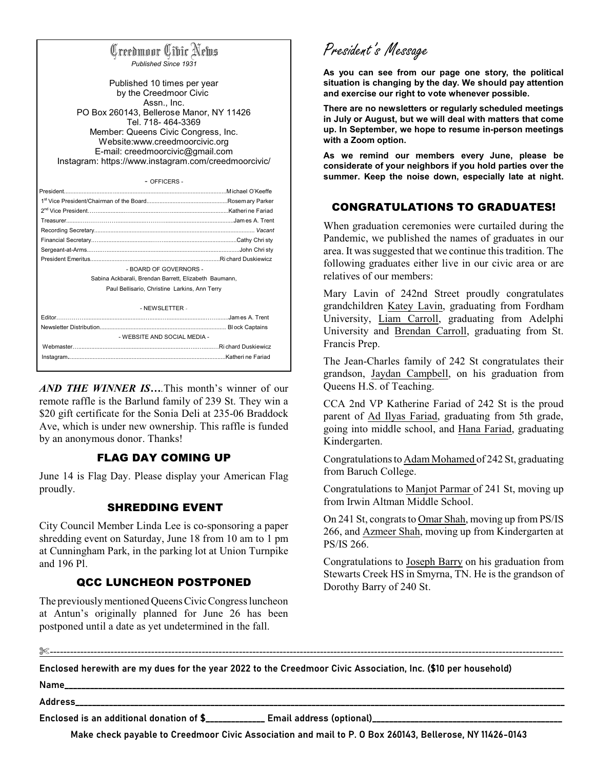# Creedmoor Civic News

*Published Since 1931*

Published 10 times per year by the Creedmoor Civic Assn., Inc.
PO Box 260143, Bellerose Manor, NY 11426
Tel. 718- 464-3369
Member: Queens Civic Congress, Inc.
Website:www.creedmoorcivic.org
E-mail: creedmoorcivic@gmail.com
Instagram: https://www.instagram.com/creedmoorcivic/

- OFFICERS -

| | |
|---|---|
| President | Michael O'Keeffe |
| 1st Vice President/Chairman of the Board | Rosemary Parker |
| 2nd Vice President | Katherine Fariad |
| Treasurer | James A. Trent |
| Recording Secretary | *Vacant* |
| Financial Secretary | Cathy Christy |
| Sergeant-at-Arms | John Christy |
| President Emeritus | Richard Duskiewicz |

- BOARD OF GOVERNORS -

Sabina Ackbarali, Brendan Barrett, Elizabeth Baumann, Paul Bellisario, Christine Larkins, Ann Terry

- NEWSLETTER -

| | |
|---|---|
| Editor | James A. Trent |
| Newsletter Distribution | Block Captains |

- WEBSITE AND SOCIAL MEDIA -

| | |
|---|---|
| Webmaster | Richard Duskiewicz |
| Instagram | Katherine Fariad |

***AND THE WINNER IS….*** This month's winner of our remote raffle is the Barlund family of 239 St. They win a $20 gift certificate for the Sonia Deli at 235-06 Braddock Ave, which is under new ownership. This raffle is funded by an anonymous donor. Thanks!

## FLAG DAY COMING UP

June 14 is Flag Day. Please display your American Flag proudly.

## SHREDDING EVENT

City Council Member Linda Lee is co-sponsoring a paper shredding event on Saturday, June 18 from 10 am to 1 pm at Cunningham Park, in the parking lot at Union Turnpike and 196 Pl.

## QCC LUNCHEON POSTPONED

The previously mentioned Queens Civic Congress luncheon at Antun's originally planned for June 26 has been postponed until a date as yet undetermined in the fall.

## *President's Message*

**As you can see from our page one story, the political situation is changing by the day. We should pay attention and exercise our right to vote whenever possible.**

**There are no newsletters or regularly scheduled meetings in July or August, but we will deal with matters that come up. In September, we hope to resume in-person meetings with a Zoom option.**

**As we remind our members every June, please be considerate of your neighbors if you hold parties over the summer. Keep the noise down, especially late at night.**

## CONGRATULATIONS TO GRADUATES!

When graduation ceremonies were curtailed during the Pandemic, we published the names of graduates in our area. It was suggested that we continue this tradition. The following graduates either live in our civic area or are relatives of our members:

Mary Lavin of 242nd Street proudly congratulates grandchildren Katey Lavin, graduating from Fordham University, Liam Carroll, graduating from Adelphi University and Brendan Carroll, graduating from St. Francis Prep.

The Jean-Charles family of 242 St congratulates their grandson, Jaydan Campbell, on his graduation from Queens H.S. of Teaching.

CCA 2nd VP Katherine Fariad of 242 St is the proud parent of Ad Ilyas Fariad, graduating from 5th grade, going into middle school, and Hana Fariad, graduating Kindergarten.

Congratulations to Adam Mohamed of 242 St, graduating from Baruch College.

Congratulations to Manjot Parmar of 241 St, moving up from Irwin Altman Middle School.

On 241 St, congrats to Omar Shah, moving up from PS/IS 266, and Azmeer Shah, moving up from Kindergarten at PS/IS 266.

Congratulations to Joseph Barry on his graduation from Stewarts Creek HS in Smyrna, TN. He is the grandson of Dorothy Barry of 240 St.

---

**Enclosed herewith are my dues for the year 2022 to the Creedmoor Civic Association, Inc. ($10 per household)**

**Name**______________________________

**Address**______________________________

**Enclosed is an additional donation of $**__________ **Email address (optional)**______________________

**Make check payable to Creedmoor Civic Association and mail to P. O Box 260143, Bellerose, NY 11426-0143**